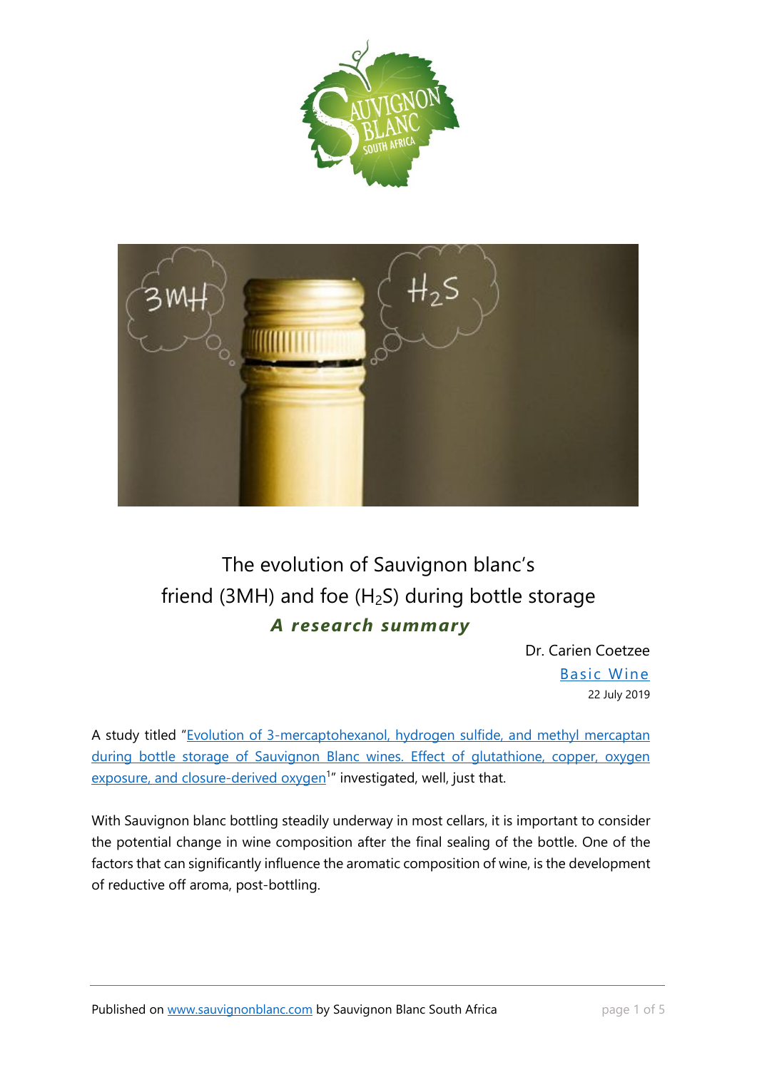# The evolution of Sauvignon blanc's friend (3MH) and foe ($H_2S$) during bottle storage

***A research summary***

Dr. Carien Coetzee

Basic Wine

22 July 2019

A study titled "Evolution of 3-mercaptohexanol, hydrogen sulfide, and methyl mercaptan during bottle storage of Sauvignon Blanc wines. Effect of glutathione, copper, oxygen exposure, and closure-derived oxygen[1]" investigated, well, just that.

With Sauvignon blanc bottling steadily underway in most cellars, it is important to consider the potential change in wine composition after the final sealing of the bottle. One of the factors that can significantly influence the aromatic composition of wine, is the development of reductive off aroma, post-bottling.

Published on www.sauvignonblanc.com by Sauvignon Blanc South Africa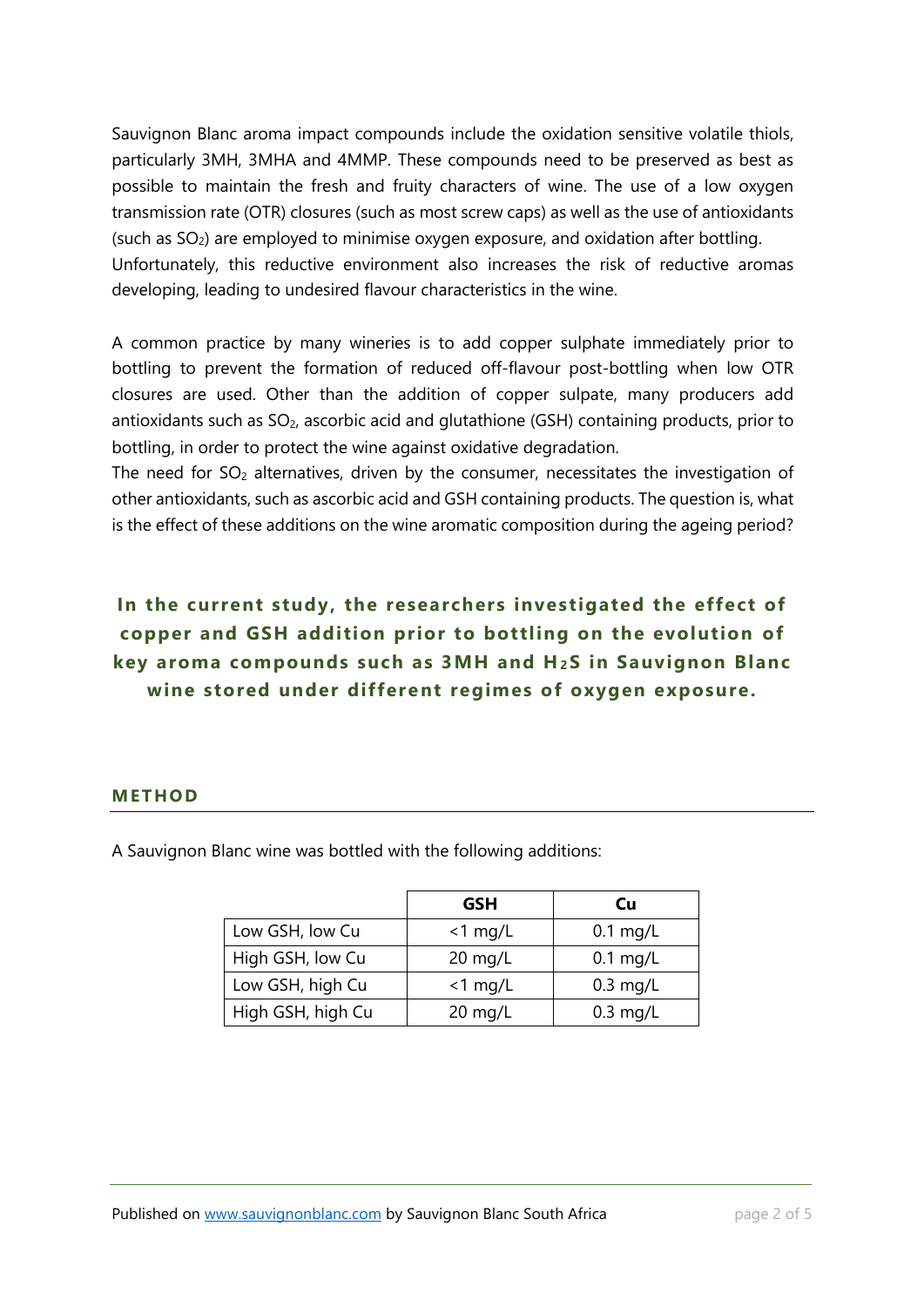Sauvignon Blanc aroma impact compounds include the oxidation sensitive volatile thiols, particularly 3MH, 3MHA and 4MMP. These compounds need to be preserved as best as possible to maintain the fresh and fruity characters of wine. The use of a low oxygen transmission rate (OTR) closures (such as most screw caps) as well as the use of antioxidants (such as $SO_2$) are employed to minimise oxygen exposure, and oxidation after bottling. Unfortunately, this reductive environment also increases the risk of reductive aromas developing, leading to undesired flavour characteristics in the wine.

A common practice by many wineries is to add copper sulphate immediately prior to bottling to prevent the formation of reduced off-flavour post-bottling when low OTR closures are used. Other than the addition of copper sulpate, many producers add antioxidants such as $SO_2$, ascorbic acid and glutathione (GSH) containing products, prior to bottling, in order to protect the wine against oxidative degradation.

The need for $SO_2$ alternatives, driven by the consumer, necessitates the investigation of other antioxidants, such as ascorbic acid and GSH containing products. The question is, what is the effect of these additions on the wine aromatic composition during the ageing period?

**In the current study, the researchers investigated the effect of copper and GSH addition prior to bottling on the evolution of key aroma compounds such as 3MH and $H_2S$ in Sauvignon Blanc wine stored under different regimes of oxygen exposure.**

## METHOD

A Sauvignon Blanc wine was bottled with the following additions:

| | GSH | Cu |
|---|---|---|
| Low GSH, low Cu | <1 mg/L | 0.1 mg/L |
| High GSH, low Cu | 20 mg/L | 0.1 mg/L |
| Low GSH, high Cu | <1 mg/L | 0.3 mg/L |
| High GSH, high Cu | 20 mg/L | 0.3 mg/L |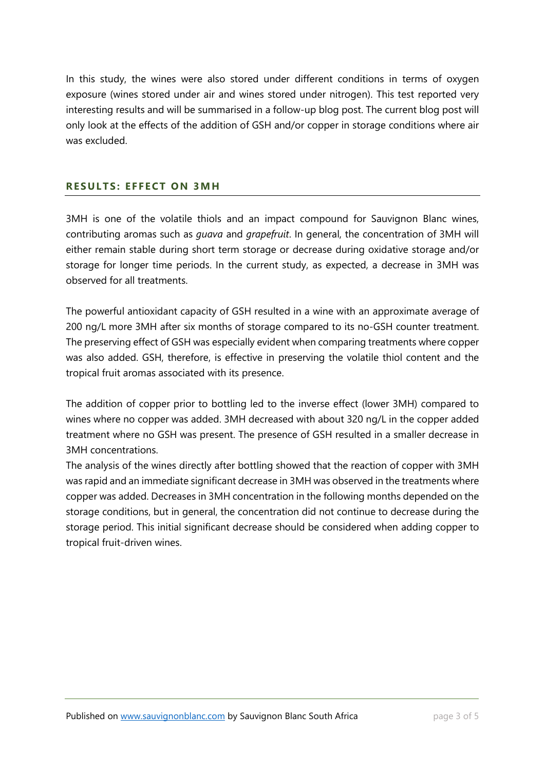In this study, the wines were also stored under different conditions in terms of oxygen exposure (wines stored under air and wines stored under nitrogen). This test reported very interesting results and will be summarised in a follow-up blog post. The current blog post will only look at the effects of the addition of GSH and/or copper in storage conditions where air was excluded.

## RESULTS: EFFECT ON 3MH

3MH is one of the volatile thiols and an impact compound for Sauvignon Blanc wines, contributing aromas such as *guava* and *grapefruit*. In general, the concentration of 3MH will either remain stable during short term storage or decrease during oxidative storage and/or storage for longer time periods. In the current study, as expected, a decrease in 3MH was observed for all treatments.

The powerful antioxidant capacity of GSH resulted in a wine with an approximate average of 200 ng/L more 3MH after six months of storage compared to its no-GSH counter treatment. The preserving effect of GSH was especially evident when comparing treatments where copper was also added. GSH, therefore, is effective in preserving the volatile thiol content and the tropical fruit aromas associated with its presence.

The addition of copper prior to bottling led to the inverse effect (lower 3MH) compared to wines where no copper was added. 3MH decreased with about 320 ng/L in the copper added treatment where no GSH was present. The presence of GSH resulted in a smaller decrease in 3MH concentrations.

The analysis of the wines directly after bottling showed that the reaction of copper with 3MH was rapid and an immediate significant decrease in 3MH was observed in the treatments where copper was added. Decreases in 3MH concentration in the following months depended on the storage conditions, but in general, the concentration did not continue to decrease during the storage period. This initial significant decrease should be considered when adding copper to tropical fruit-driven wines.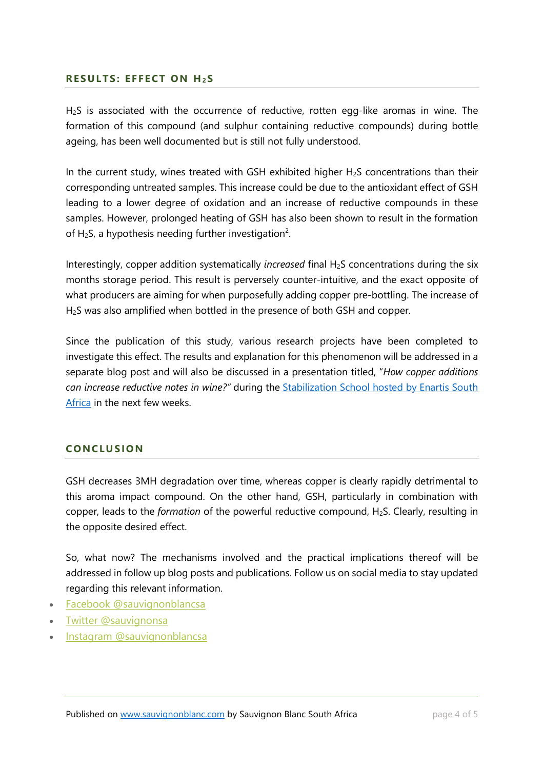## RESULTS: EFFECT ON $H_2S$

$H_2S$ is associated with the occurrence of reductive, rotten egg-like aromas in wine. The formation of this compound (and sulphur containing reductive compounds) during bottle ageing, has been well documented but is still not fully understood.

In the current study, wines treated with GSH exhibited higher $H_2S$ concentrations than their corresponding untreated samples. This increase could be due to the antioxidant effect of GSH leading to a lower degree of oxidation and an increase of reductive compounds in these samples. However, prolonged heating of GSH has also been shown to result in the formation of $H_2S$, a hypothesis needing further investigation[2].

Interestingly, copper addition systematically *increased* final $H_2S$ concentrations during the six months storage period. This result is perversely counter-intuitive, and the exact opposite of what producers are aiming for when purposefully adding copper pre-bottling. The increase of $H_2S$ was also amplified when bottled in the presence of both GSH and copper.

Since the publication of this study, various research projects have been completed to investigate this effect. The results and explanation for this phenomenon will be addressed in a separate blog post and will also be discussed in a presentation titled, "*How copper additions can increase reductive notes in wine?*" during the [Stabilization School hosted by Enartis South Africa]() in the next few weeks.

## CONCLUSION

GSH decreases 3MH degradation over time, whereas copper is clearly rapidly detrimental to this aroma impact compound. On the other hand, GSH, particularly in combination with copper, leads to the *formation* of the powerful reductive compound, $H_2S$. Clearly, resulting in the opposite desired effect.

So, what now? The mechanisms involved and the practical implications thereof will be addressed in follow up blog posts and publications. Follow us on social media to stay updated regarding this relevant information.

- Facebook @sauvignonblancsa
- Twitter @sauvignonsa
- Instagram @sauvignonblancsa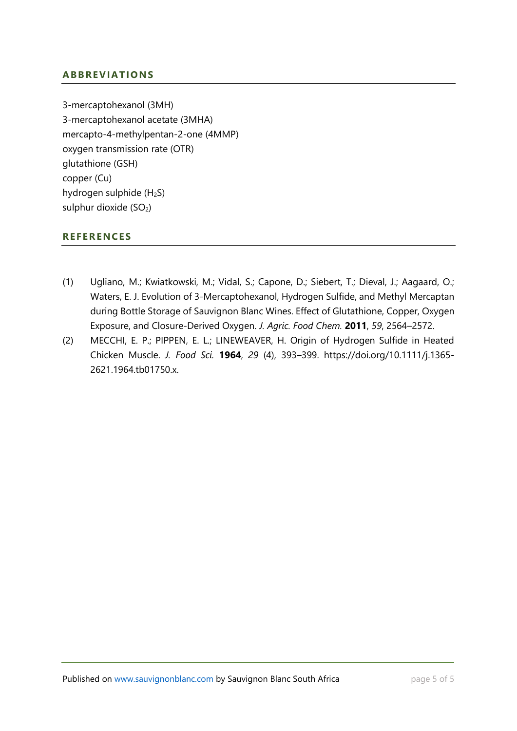## ABBREVIATIONS

3-mercaptohexanol (3MH)
3-mercaptohexanol acetate (3MHA)
mercapto-4-methylpentan-2-one (4MMP)
oxygen transmission rate (OTR)
glutathione (GSH)
copper (Cu)
hydrogen sulphide ($H_2S$)
sulphur dioxide ($SO_2$)

## REFERENCES

(1) Ugliano, M.; Kwiatkowski, M.; Vidal, S.; Capone, D.; Siebert, T.; Dieval, J.; Aagaard, O.; Waters, E. J. Evolution of 3-Mercaptohexanol, Hydrogen Sulfide, and Methyl Mercaptan during Bottle Storage of Sauvignon Blanc Wines. Effect of Glutathione, Copper, Oxygen Exposure, and Closure-Derived Oxygen. *J. Agric. Food Chem.* **2011**, *59*, 2564–2572.

(2) MECCHI, E. P.; PIPPEN, E. L.; LINEWEAVER, H. Origin of Hydrogen Sulfide in Heated Chicken Muscle. *J. Food Sci.* **1964**, *29* (4), 393–399. https://doi.org/10.1111/j.1365-2621.1964.tb01750.x.

Published on www.sauvignonblanc.com by Sauvignon Blanc South Africa